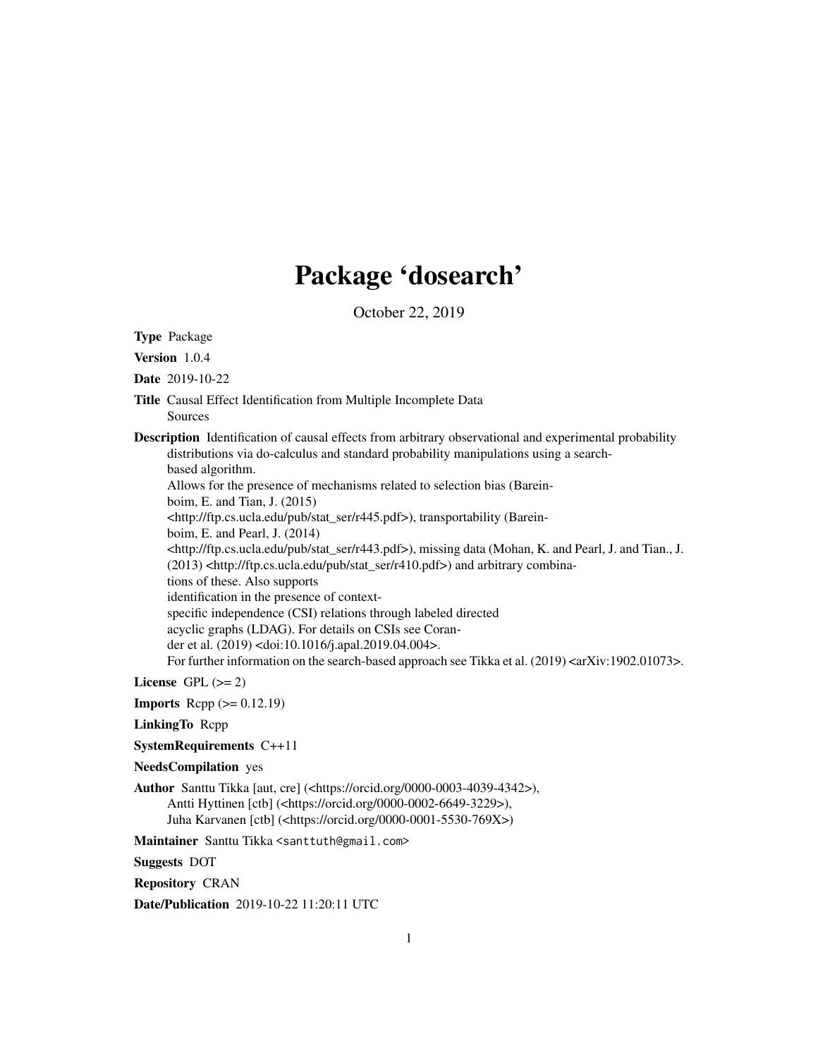# Package 'dosearch'

October 22, 2019

**Type** Package

**Version** 1.0.4

**Date** 2019-10-22

**Title** Causal Effect Identification from Multiple Incomplete Data Sources

**Description** Identification of causal effects from arbitrary observational and experimental probability distributions via do-calculus and standard probability manipulations using a search-based algorithm.
Allows for the presence of mechanisms related to selection bias (Bareinboim, E. and Tian, J. (2015) <http://ftp.cs.ucla.edu/pub/stat_ser/r445.pdf>), transportability (Bareinboim, E. and Pearl, J. (2014) <http://ftp.cs.ucla.edu/pub/stat_ser/r443.pdf>), missing data (Mohan, K. and Pearl, J. and Tian., J. (2013) <http://ftp.cs.ucla.edu/pub/stat_ser/r410.pdf>) and arbitrary combinations of these. Also supports identification in the presence of context-specific independence (CSI) relations through labeled directed acyclic graphs (LDAG). For details on CSIs see Corander et al. (2019) <doi:10.1016/j.apal.2019.04.004>.
For further information on the search-based approach see Tikka et al. (2019) <arXiv:1902.01073>.

**License** GPL (>= 2)

**Imports** Rcpp (>= 0.12.19)

**LinkingTo** Rcpp

**SystemRequirements** C++11

**NeedsCompilation** yes

**Author** Santtu Tikka [aut, cre] (<https://orcid.org/0000-0003-4039-4342>),
Antti Hyttinen [ctb] (<https://orcid.org/0000-0002-6649-3229>),
Juha Karvanen [ctb] (<https://orcid.org/0000-0001-5530-769X>)

**Maintainer** Santtu Tikka <santtuth@gmail.com>

**Suggests** DOT

**Repository** CRAN

**Date/Publication** 2019-10-22 11:20:11 UTC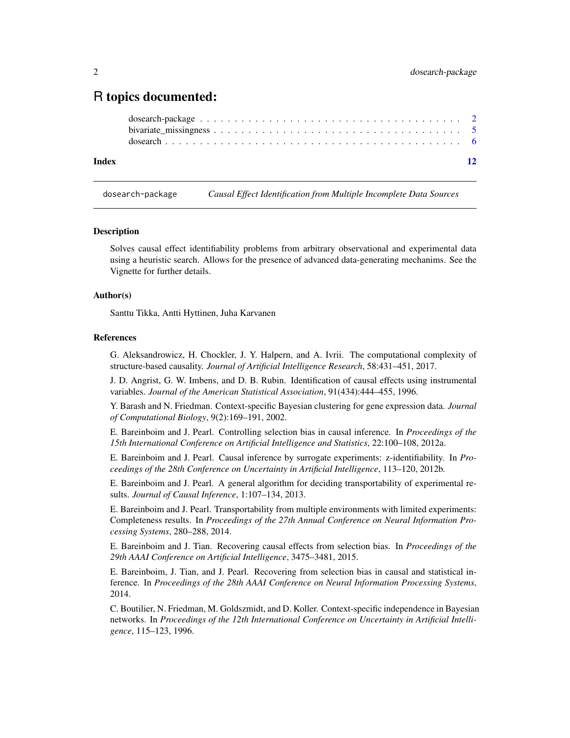# R topics documented:

dosearch-package . . . . . . . . . . . . . . . . . . . . . . . . . . . . . . . . . . . 2
bivariate_missingness . . . . . . . . . . . . . . . . . . . . . . . . . . . . . . . . . 5
dosearch . . . . . . . . . . . . . . . . . . . . . . . . . . . . . . . . . . . . . . . 6

**Index** **12**

---

`dosearch-package` *Causal Effect Identification from Multiple Incomplete Data Sources*

---

### Description

Solves causal effect identifiability problems from arbitrary observational and experimental data using a heuristic search. Allows for the presence of advanced data-generating mechanims. See the Vignette for further details.

### Author(s)

Santtu Tikka, Antti Hyttinen, Juha Karvanen

### References

G. Aleksandrowicz, H. Chockler, J. Y. Halpern, and A. Ivrii. The computational complexity of structure-based causality. *Journal of Artificial Intelligence Research*, 58:431–451, 2017.

J. D. Angrist, G. W. Imbens, and D. B. Rubin. Identification of causal effects using instrumental variables. *Journal of the American Statistical Association*, 91(434):444–455, 1996.

Y. Barash and N. Friedman. Context-specific Bayesian clustering for gene expression data. *Journal of Computational Biology*, 9(2):169–191, 2002.

E. Bareinboim and J. Pearl. Controlling selection bias in causal inference. In *Proceedings of the 15th International Conference on Artificial Intelligence and Statistics*, 22:100–108, 2012a.

E. Bareinboim and J. Pearl. Causal inference by surrogate experiments: z-identifiability. In *Proceedings of the 28th Conference on Uncertainty in Artificial Intelligence*, 113–120, 2012b.

E. Bareinboim and J. Pearl. A general algorithm for deciding transportability of experimental results. *Journal of Causal Inference*, 1:107–134, 2013.

E. Bareinboim and J. Pearl. Transportability from multiple environments with limited experiments: Completeness results. In *Proceedings of the 27th Annual Conference on Neural Information Processing Systems*, 280–288, 2014.

E. Bareinboim and J. Tian. Recovering causal effects from selection bias. In *Proceedings of the 29th AAAI Conference on Artificial Intelligence*, 3475–3481, 2015.

E. Bareinboim, J. Tian, and J. Pearl. Recovering from selection bias in causal and statistical inference. In *Proceedings of the 28th AAAI Conference on Neural Information Processing Systems*, 2014.

C. Boutilier, N. Friedman, M. Goldszmidt, and D. Koller. Context-specific independence in Bayesian networks. In *Proceedings of the 12th International Conference on Uncertainty in Artificial Intelligence*, 115–123, 1996.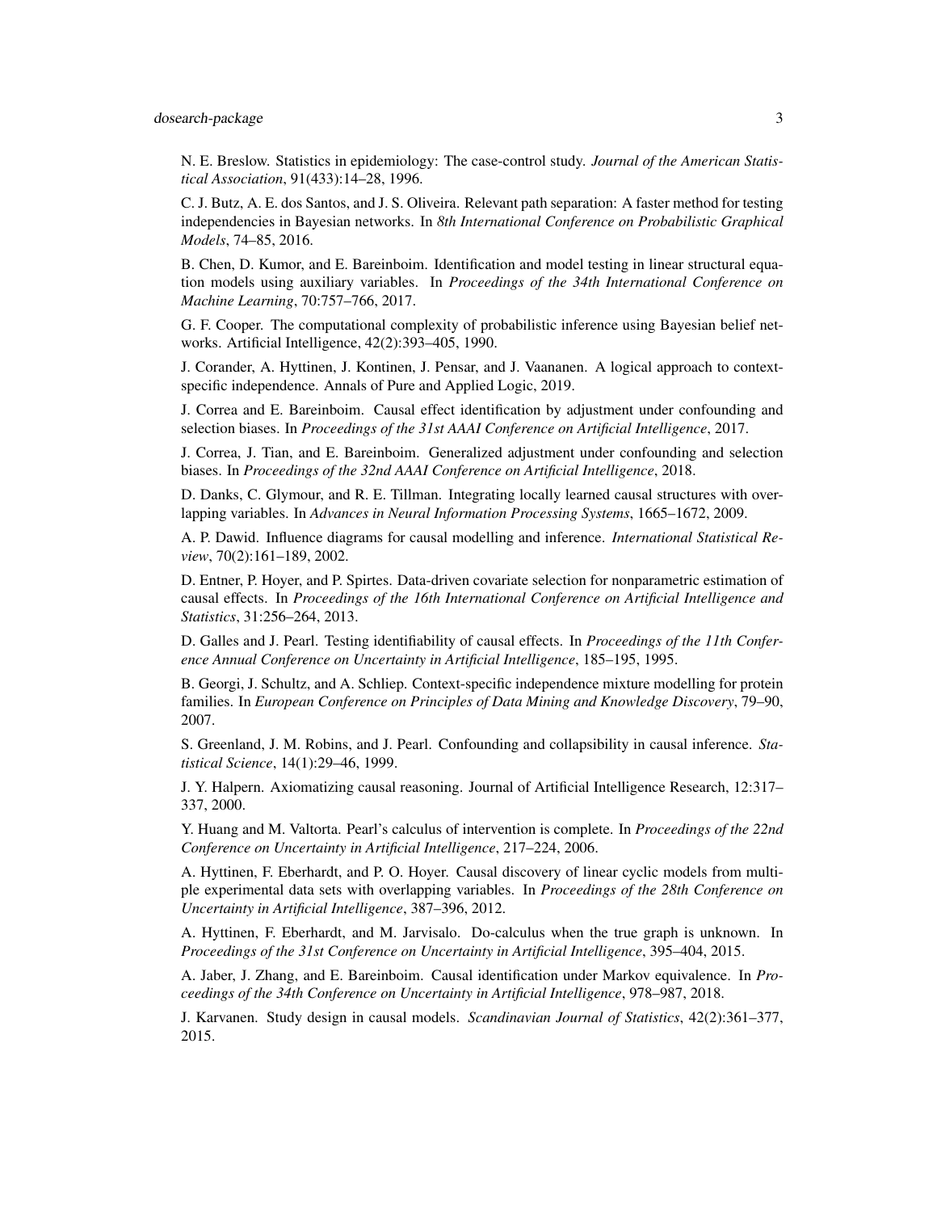N. E. Breslow. Statistics in epidemiology: The case-control study. *Journal of the American Statistical Association*, 91(433):14–28, 1996.

C. J. Butz, A. E. dos Santos, and J. S. Oliveira. Relevant path separation: A faster method for testing independencies in Bayesian networks. In *8th International Conference on Probabilistic Graphical Models*, 74–85, 2016.

B. Chen, D. Kumor, and E. Bareinboim. Identification and model testing in linear structural equation models using auxiliary variables. In *Proceedings of the 34th International Conference on Machine Learning*, 70:757–766, 2017.

G. F. Cooper. The computational complexity of probabilistic inference using Bayesian belief networks. Artificial Intelligence, 42(2):393–405, 1990.

J. Corander, A. Hyttinen, J. Kontinen, J. Pensar, and J. Vaananen. A logical approach to context-specific independence. Annals of Pure and Applied Logic, 2019.

J. Correa and E. Bareinboim. Causal effect identification by adjustment under confounding and selection biases. In *Proceedings of the 31st AAAI Conference on Artificial Intelligence*, 2017.

J. Correa, J. Tian, and E. Bareinboim. Generalized adjustment under confounding and selection biases. In *Proceedings of the 32nd AAAI Conference on Artificial Intelligence*, 2018.

D. Danks, C. Glymour, and R. E. Tillman. Integrating locally learned causal structures with overlapping variables. In *Advances in Neural Information Processing Systems*, 1665–1672, 2009.

A. P. Dawid. Influence diagrams for causal modelling and inference. *International Statistical Review*, 70(2):161–189, 2002.

D. Entner, P. Hoyer, and P. Spirtes. Data-driven covariate selection for nonparametric estimation of causal effects. In *Proceedings of the 16th International Conference on Artificial Intelligence and Statistics*, 31:256–264, 2013.

D. Galles and J. Pearl. Testing identifiability of causal effects. In *Proceedings of the 11th Conference Annual Conference on Uncertainty in Artificial Intelligence*, 185–195, 1995.

B. Georgi, J. Schultz, and A. Schliep. Context-specific independence mixture modelling for protein families. In *European Conference on Principles of Data Mining and Knowledge Discovery*, 79–90, 2007.

S. Greenland, J. M. Robins, and J. Pearl. Confounding and collapsibility in causal inference. *Statistical Science*, 14(1):29–46, 1999.

J. Y. Halpern. Axiomatizing causal reasoning. Journal of Artificial Intelligence Research, 12:317–337, 2000.

Y. Huang and M. Valtorta. Pearl's calculus of intervention is complete. In *Proceedings of the 22nd Conference on Uncertainty in Artificial Intelligence*, 217–224, 2006.

A. Hyttinen, F. Eberhardt, and P. O. Hoyer. Causal discovery of linear cyclic models from multiple experimental data sets with overlapping variables. In *Proceedings of the 28th Conference on Uncertainty in Artificial Intelligence*, 387–396, 2012.

A. Hyttinen, F. Eberhardt, and M. Jarvisalo. Do-calculus when the true graph is unknown. In *Proceedings of the 31st Conference on Uncertainty in Artificial Intelligence*, 395–404, 2015.

A. Jaber, J. Zhang, and E. Bareinboim. Causal identification under Markov equivalence. In *Proceedings of the 34th Conference on Uncertainty in Artificial Intelligence*, 978–987, 2018.

J. Karvanen. Study design in causal models. *Scandinavian Journal of Statistics*, 42(2):361–377, 2015.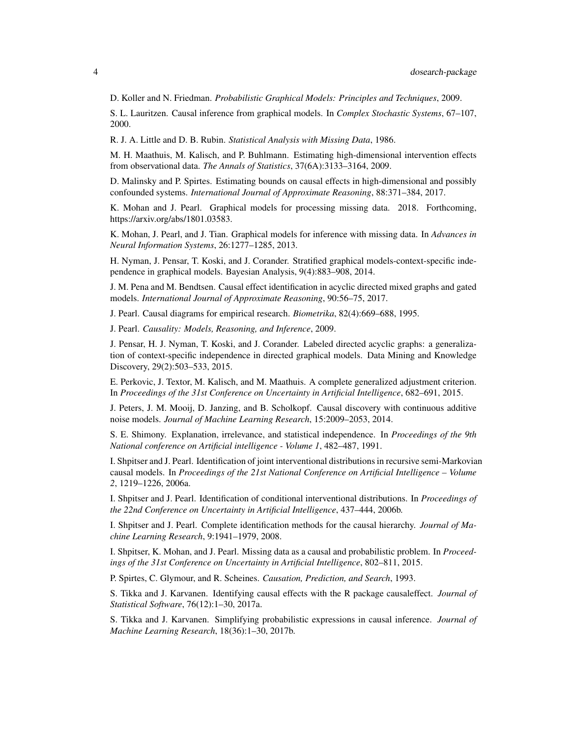D. Koller and N. Friedman. *Probabilistic Graphical Models: Principles and Techniques*, 2009.

S. L. Lauritzen. Causal inference from graphical models. In *Complex Stochastic Systems*, 67–107, 2000.

R. J. A. Little and D. B. Rubin. *Statistical Analysis with Missing Data*, 1986.

M. H. Maathuis, M. Kalisch, and P. Buhlmann. Estimating high-dimensional intervention effects from observational data. *The Annals of Statistics*, 37(6A):3133–3164, 2009.

D. Malinsky and P. Spirtes. Estimating bounds on causal effects in high-dimensional and possibly confounded systems. *International Journal of Approximate Reasoning*, 88:371–384, 2017.

K. Mohan and J. Pearl. Graphical models for processing missing data. 2018. Forthcoming, https://arxiv.org/abs/1801.03583.

K. Mohan, J. Pearl, and J. Tian. Graphical models for inference with missing data. In *Advances in Neural Information Systems*, 26:1277–1285, 2013.

H. Nyman, J. Pensar, T. Koski, and J. Corander. Stratified graphical models-context-specific independence in graphical models. Bayesian Analysis, 9(4):883–908, 2014.

J. M. Pena and M. Bendtsen. Causal effect identification in acyclic directed mixed graphs and gated models. *International Journal of Approximate Reasoning*, 90:56–75, 2017.

J. Pearl. Causal diagrams for empirical research. *Biometrika*, 82(4):669–688, 1995.

J. Pearl. *Causality: Models, Reasoning, and Inference*, 2009.

J. Pensar, H. J. Nyman, T. Koski, and J. Corander. Labeled directed acyclic graphs: a generalization of context-specific independence in directed graphical models. Data Mining and Knowledge Discovery, 29(2):503–533, 2015.

E. Perkovic, J. Textor, M. Kalisch, and M. Maathuis. A complete generalized adjustment criterion. In *Proceedings of the 31st Conference on Uncertainty in Artificial Intelligence*, 682–691, 2015.

J. Peters, J. M. Mooij, D. Janzing, and B. Scholkopf. Causal discovery with continuous additive noise models. *Journal of Machine Learning Research*, 15:2009–2053, 2014.

S. E. Shimony. Explanation, irrelevance, and statistical independence. In *Proceedings of the 9th National conference on Artificial intelligence - Volume 1*, 482–487, 1991.

I. Shpitser and J. Pearl. Identification of joint interventional distributions in recursive semi-Markovian causal models. In *Proceedings of the 21st National Conference on Artificial Intelligence – Volume 2*, 1219–1226, 2006a.

I. Shpitser and J. Pearl. Identification of conditional interventional distributions. In *Proceedings of the 22nd Conference on Uncertainty in Artificial Intelligence*, 437–444, 2006b.

I. Shpitser and J. Pearl. Complete identification methods for the causal hierarchy. *Journal of Machine Learning Research*, 9:1941–1979, 2008.

I. Shpitser, K. Mohan, and J. Pearl. Missing data as a causal and probabilistic problem. In *Proceedings of the 31st Conference on Uncertainty in Artificial Intelligence*, 802–811, 2015.

P. Spirtes, C. Glymour, and R. Scheines. *Causation, Prediction, and Search*, 1993.

S. Tikka and J. Karvanen. Identifying causal effects with the R package causaleffect. *Journal of Statistical Software*, 76(12):1–30, 2017a.

S. Tikka and J. Karvanen. Simplifying probabilistic expressions in causal inference. *Journal of Machine Learning Research*, 18(36):1–30, 2017b.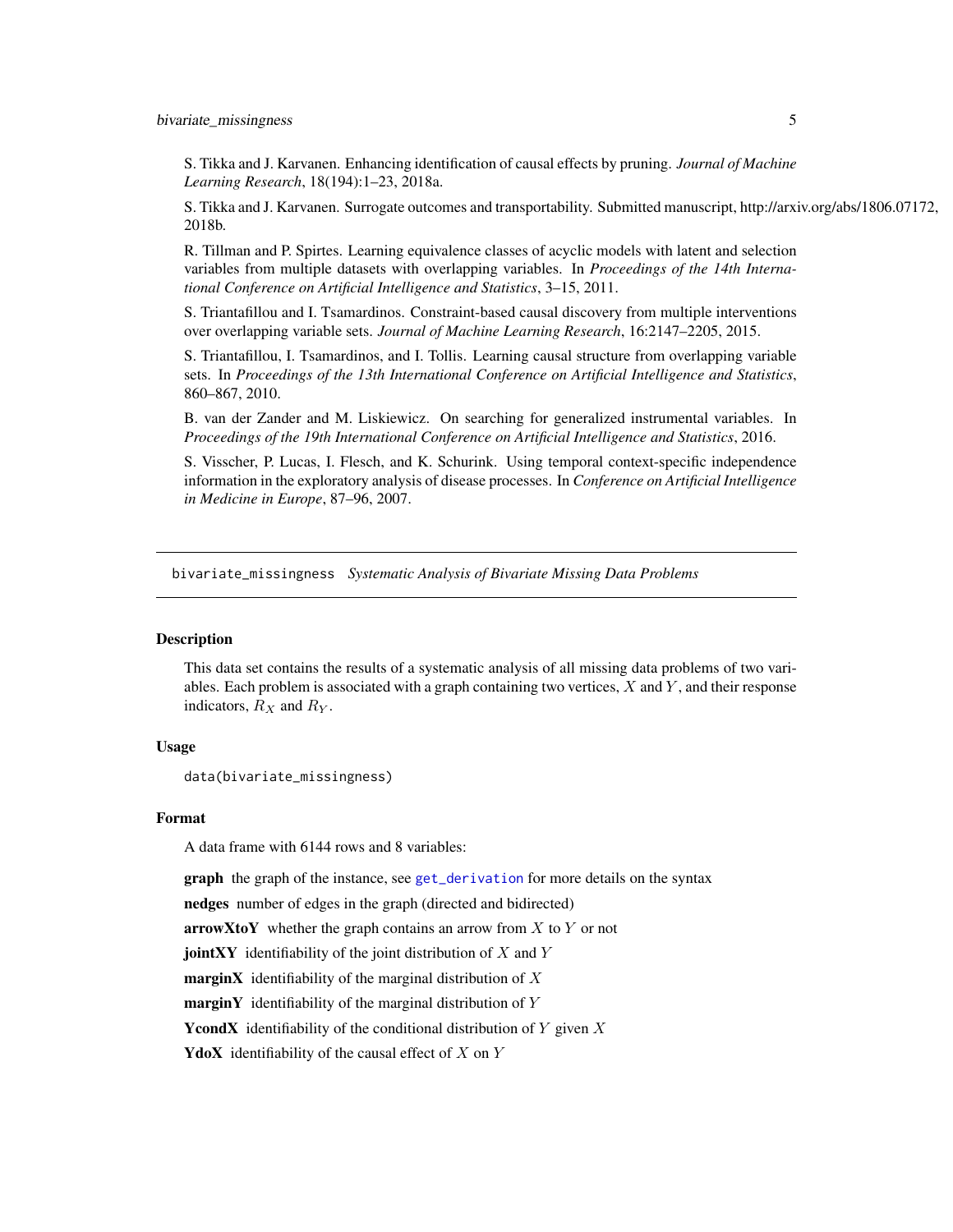S. Tikka and J. Karvanen. Enhancing identification of causal effects by pruning. *Journal of Machine Learning Research*, 18(194):1–23, 2018a.

S. Tikka and J. Karvanen. Surrogate outcomes and transportability. Submitted manuscript, http://arxiv.org/abs/1806.07172, 2018b.

R. Tillman and P. Spirtes. Learning equivalence classes of acyclic models with latent and selection variables from multiple datasets with overlapping variables. In *Proceedings of the 14th International Conference on Artificial Intelligence and Statistics*, 3–15, 2011.

S. Triantafillou and I. Tsamardinos. Constraint-based causal discovery from multiple interventions over overlapping variable sets. *Journal of Machine Learning Research*, 16:2147–2205, 2015.

S. Triantafillou, I. Tsamardinos, and I. Tollis. Learning causal structure from overlapping variable sets. In *Proceedings of the 13th International Conference on Artificial Intelligence and Statistics*, 860–867, 2010.

B. van der Zander and M. Liskiewicz. On searching for generalized instrumental variables. In *Proceedings of the 19th International Conference on Artificial Intelligence and Statistics*, 2016.

S. Visscher, P. Lucas, I. Flesch, and K. Schurink. Using temporal context-specific independence information in the exploratory analysis of disease processes. In *Conference on Artificial Intelligence in Medicine in Europe*, 87–96, 2007.

## bivariate_missingness *Systematic Analysis of Bivariate Missing Data Problems*

### Description

This data set contains the results of a systematic analysis of all missing data problems of two variables. Each problem is associated with a graph containing two vertices, $X$ and $Y$, and their response indicators, $R_X$ and $R_Y$.

### Usage

```
data(bivariate_missingness)
```

### Format

A data frame with 6144 rows and 8 variables:

**graph** the graph of the instance, see `get_derivation` for more details on the syntax

**nedges** number of edges in the graph (directed and bidirected)

**arrowXtoY** whether the graph contains an arrow from $X$ to $Y$ or not

**jointXY** identifiability of the joint distribution of $X$ and $Y$

**marginX** identifiability of the marginal distribution of $X$

**marginY** identifiability of the marginal distribution of $Y$

**YcondX** identifiability of the conditional distribution of $Y$ given $X$

**YdoX** identifiability of the causal effect of $X$ on $Y$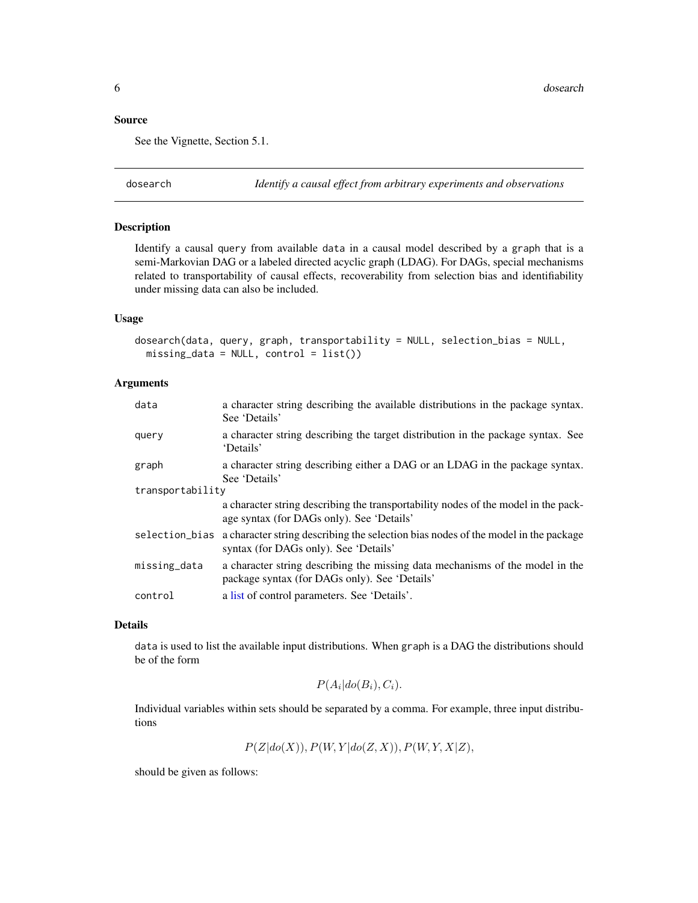## Source

See the Vignette, Section 5.1.

---

# dosearch — *Identify a causal effect from arbitrary experiments and observations*

## Description

Identify a causal `query` from available `data` in a causal model described by a `graph` that is a semi-Markovian DAG or a labeled directed acyclic graph (LDAG). For DAGs, special mechanisms related to transportability of causal effects, recoverability from selection bias and identifiability under missing data can also be included.

## Usage

```
dosearch(data, query, graph, transportability = NULL, selection_bias = NULL,
  missing_data = NULL, control = list())
```

## Arguments

| Argument | Description |
|---|---|
| `data` | a character string describing the available distributions in the package syntax. See 'Details' |
| `query` | a character string describing the target distribution in the package syntax. See 'Details' |
| `graph` | a character string describing either a DAG or an LDAG in the package syntax. See 'Details' |
| `transportability` | a character string describing the transportability nodes of the model in the package syntax (for DAGs only). See 'Details' |
| `selection_bias` | a character string describing the selection bias nodes of the model in the package syntax (for DAGs only). See 'Details' |
| `missing_data` | a character string describing the missing data mechanisms of the model in the package syntax (for DAGs only). See 'Details' |
| `control` | a list of control parameters. See 'Details'. |

## Details

`data` is used to list the available input distributions. When `graph` is a DAG the distributions should be of the form

$$P(A_i|do(B_i), C_i).$$

Individual variables within sets should be separated by a comma. For example, three input distributions

$$P(Z|do(X)), P(W, Y|do(Z, X)), P(W, Y, X|Z),$$

should be given as follows: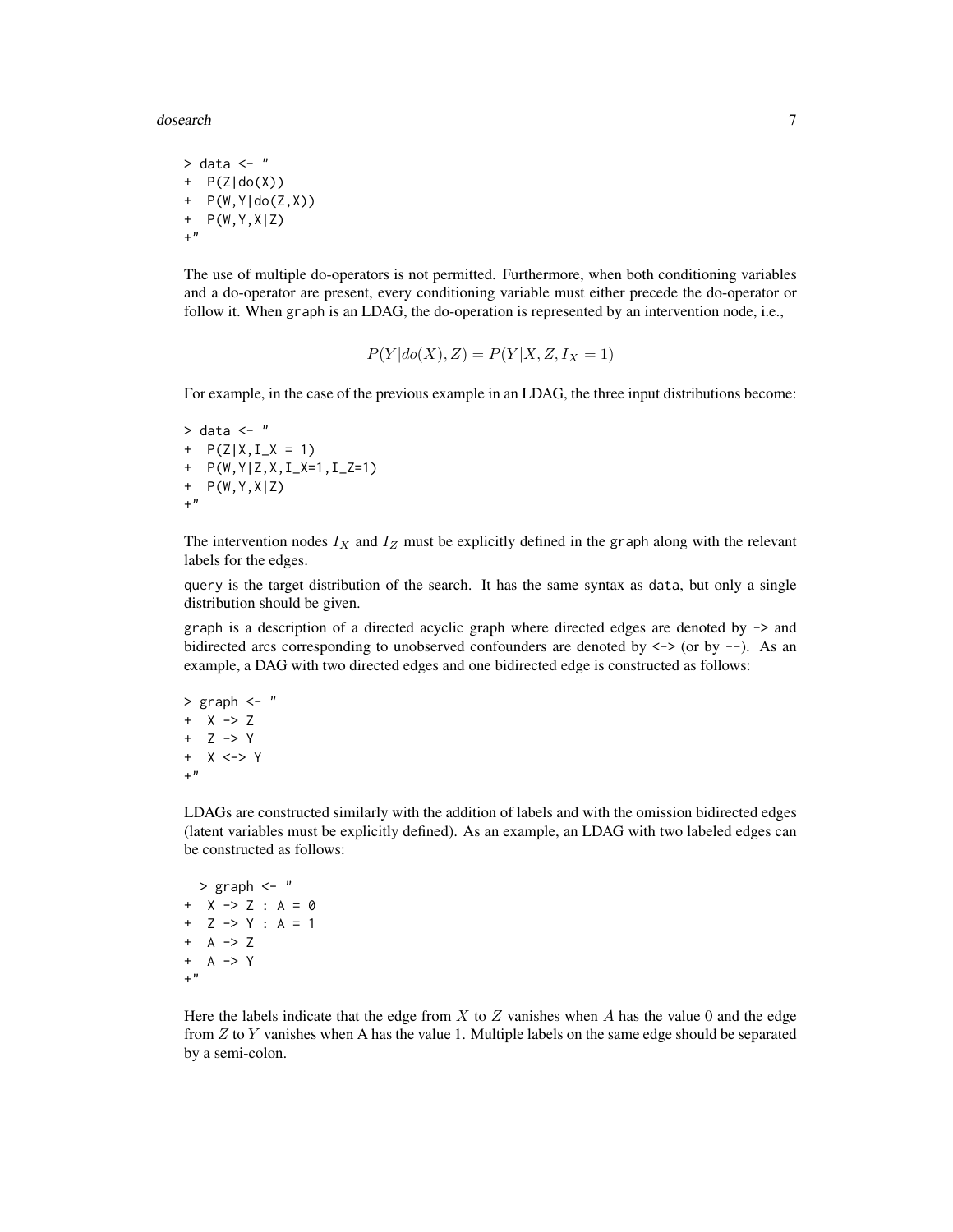```
> data <- "
+  P(Z|do(X))
+  P(W,Y|do(Z,X))
+  P(W,Y,X|Z)
+"
```

The use of multiple do-operators is not permitted. Furthermore, when both conditioning variables and a do-operator are present, every conditioning variable must either precede the do-operator or follow it. When `graph` is an LDAG, the do-operation is represented by an intervention node, i.e.,

$$P(Y|do(X), Z) = P(Y|X, Z, I_X = 1)$$

For example, in the case of the previous example in an LDAG, the three input distributions become:

```
> data <- "
+  P(Z|X,I_X = 1)
+  P(W,Y|Z,X,I_X=1,I_Z=1)
+  P(W,Y,X|Z)
+"
```

The intervention nodes $I_X$ and $I_Z$ must be explicitly defined in the `graph` along with the relevant labels for the edges.

`query` is the target distribution of the search. It has the same syntax as `data`, but only a single distribution should be given.

`graph` is a description of a directed acyclic graph where directed edges are denoted by `->` and bidirected arcs corresponding to unobserved confounders are denoted by `<->` (or by `--`). As an example, a DAG with two directed edges and one bidirected edge is constructed as follows:

```
> graph <- "
+  X -> Z
+  Z -> Y
+  X <-> Y
+"
```

LDAGs are constructed similarly with the addition of labels and with the omission bidirected edges (latent variables must be explicitly defined). As an example, an LDAG with two labeled edges can be constructed as follows:

```
  > graph <- "
+  X -> Z : A = 0
+  Z -> Y : A = 1
+  A -> Z
+  A -> Y
+"
```

Here the labels indicate that the edge from $X$ to $Z$ vanishes when $A$ has the value 0 and the edge from $Z$ to $Y$ vanishes when A has the value 1. Multiple labels on the same edge should be separated by a semi-colon.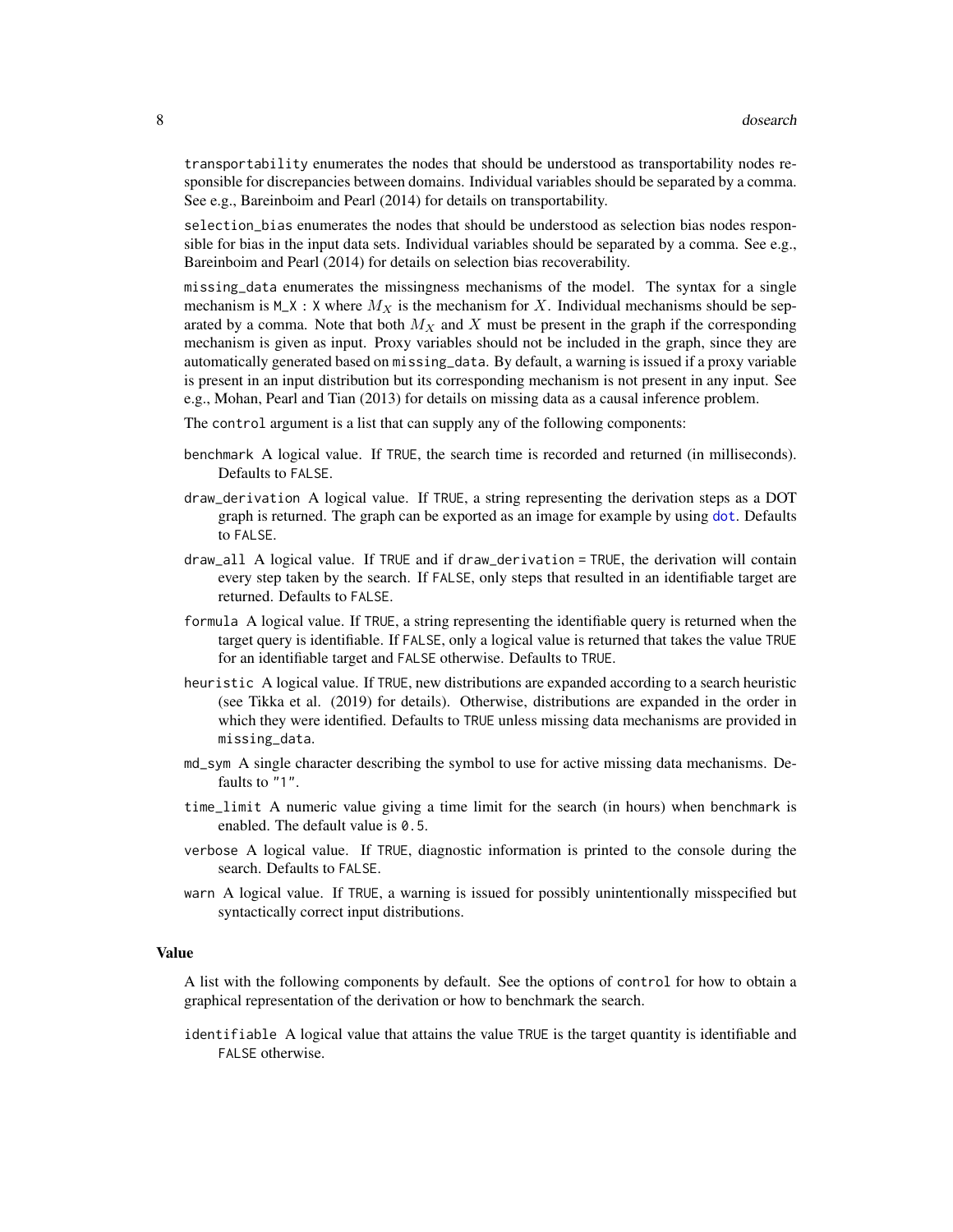`transportability` enumerates the nodes that should be understood as transportability nodes responsible for discrepancies between domains. Individual variables should be separated by a comma. See e.g., Bareinboim and Pearl (2014) for details on transportability.

`selection_bias` enumerates the nodes that should be understood as selection bias nodes responsible for bias in the input data sets. Individual variables should be separated by a comma. See e.g., Bareinboim and Pearl (2014) for details on selection bias recoverability.

`missing_data` enumerates the missingness mechanisms of the model. The syntax for a single mechanism is `M_X : X` where $M_X$ is the mechanism for $X$. Individual mechanisms should be separated by a comma. Note that both $M_X$ and $X$ must be present in the graph if the corresponding mechanism is given as input. Proxy variables should not be included in the graph, since they are automatically generated based on `missing_data`. By default, a warning is issued if a proxy variable is present in an input distribution but its corresponding mechanism is not present in any input. See e.g., Mohan, Pearl and Tian (2013) for details on missing data as a causal inference problem.

The `control` argument is a list that can supply any of the following components:

- `benchmark` A logical value. If `TRUE`, the search time is recorded and returned (in milliseconds). Defaults to `FALSE`.
- `draw_derivation` A logical value. If `TRUE`, a string representing the derivation steps as a DOT graph is returned. The graph can be exported as an image for example by using `dot`. Defaults to `FALSE`.
- `draw_all` A logical value. If `TRUE` and if `draw_derivation = TRUE`, the derivation will contain every step taken by the search. If `FALSE`, only steps that resulted in an identifiable target are returned. Defaults to `FALSE`.
- `formula` A logical value. If `TRUE`, a string representing the identifiable query is returned when the target query is identifiable. If `FALSE`, only a logical value is returned that takes the value `TRUE` for an identifiable target and `FALSE` otherwise. Defaults to `TRUE`.
- `heuristic` A logical value. If `TRUE`, new distributions are expanded according to a search heuristic (see Tikka et al. (2019) for details). Otherwise, distributions are expanded in the order in which they were identified. Defaults to `TRUE` unless missing data mechanisms are provided in `missing_data`.
- `md_sym` A single character describing the symbol to use for active missing data mechanisms. Defaults to `"1"`.
- `time_limit` A numeric value giving a time limit for the search (in hours) when `benchmark` is enabled. The default value is `0.5`.
- `verbose` A logical value. If `TRUE`, diagnostic information is printed to the console during the search. Defaults to `FALSE`.
- `warn` A logical value. If `TRUE`, a warning is issued for possibly unintentionally misspecified but syntactically correct input distributions.

## Value

A list with the following components by default. See the options of `control` for how to obtain a graphical representation of the derivation or how to benchmark the search.

- `identifiable` A logical value that attains the value `TRUE` is the target quantity is identifiable and `FALSE` otherwise.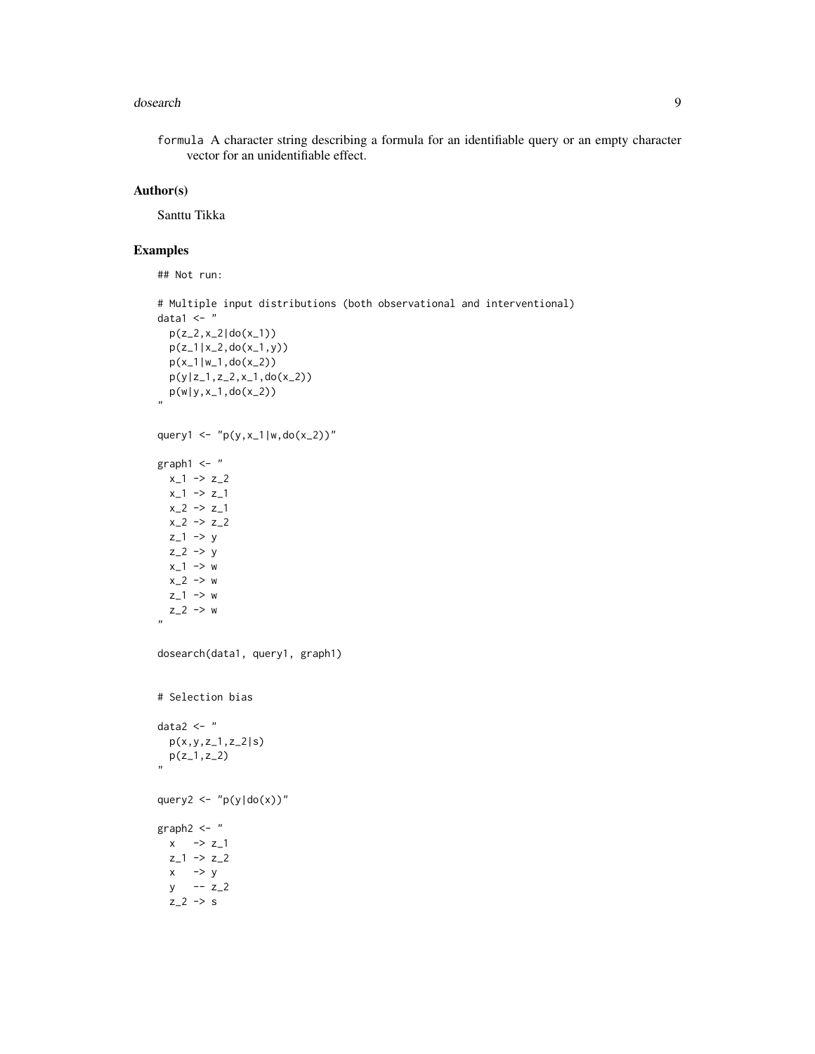formula A character string describing a formula for an identifiable query or an empty character vector for an unidentifiable effect.

### Author(s)

Santtu Tikka

### Examples

```
## Not run:

# Multiple input distributions (both observational and interventional)
data1 <- "
  p(z_2,x_2|do(x_1))
  p(z_1|x_2,do(x_1,y))
  p(x_1|w_1,do(x_2))
  p(y|z_1,z_2,x_1,do(x_2))
  p(w|y,x_1,do(x_2))
"

query1 <- "p(y,x_1|w,do(x_2))"

graph1 <- "
  x_1 -> z_2
  x_1 -> z_1
  x_2 -> z_1
  x_2 -> z_2
  z_1 -> y
  z_2 -> y
  x_1 -> w
  x_2 -> w
  z_1 -> w
  z_2 -> w
"

dosearch(data1, query1, graph1)


# Selection bias

data2 <- "
  p(x,y,z_1,z_2|s)
  p(z_1,z_2)
"

query2 <- "p(y|do(x))"

graph2 <- "
  x   -> z_1
  z_1 -> z_2
  x   -> y
  y   -- z_2
  z_2 -> s
```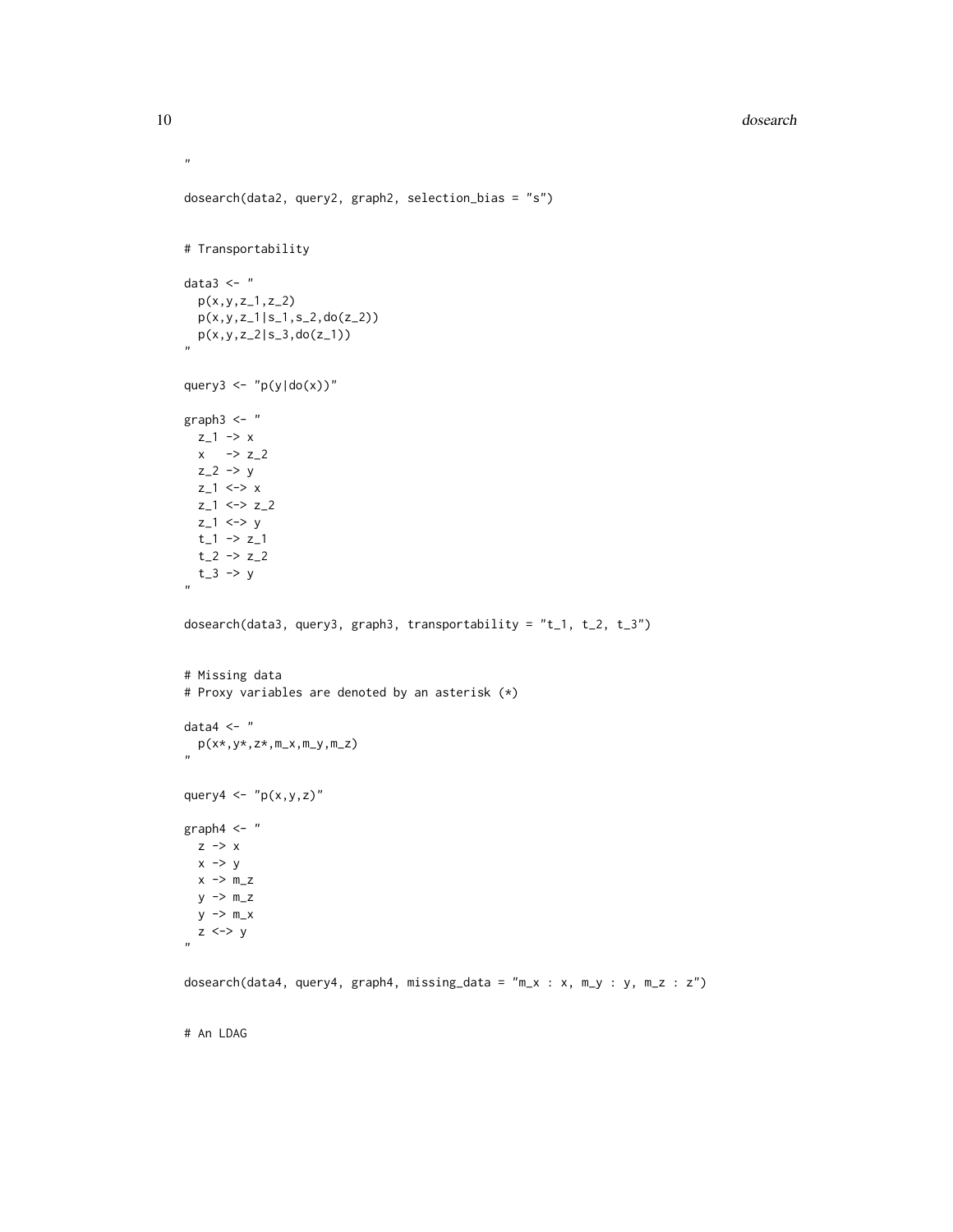```
"

dosearch(data2, query2, graph2, selection_bias = "s")


# Transportability

data3 <- "
  p(x,y,z_1,z_2)
  p(x,y,z_1|s_1,s_2,do(z_2))
  p(x,y,z_2|s_3,do(z_1))
"

query3 <- "p(y|do(x))"

graph3 <- "
  z_1 -> x
  x   -> z_2
  z_2 -> y
  z_1 <-> x
  z_1 <-> z_2
  z_1 <-> y
  t_1 -> z_1
  t_2 -> z_2
  t_3 -> y
"

dosearch(data3, query3, graph3, transportability = "t_1, t_2, t_3")


# Missing data
# Proxy variables are denoted by an asterisk (*)

data4 <- "
  p(x*,y*,z*,m_x,m_y,m_z)
"

query4 <- "p(x,y,z)"

graph4 <- "
  z -> x
  x -> y
  x -> m_z
  y -> m_z
  y -> m_x
  z <-> y
"

dosearch(data4, query4, graph4, missing_data = "m_x : x, m_y : y, m_z : z")


# An LDAG
```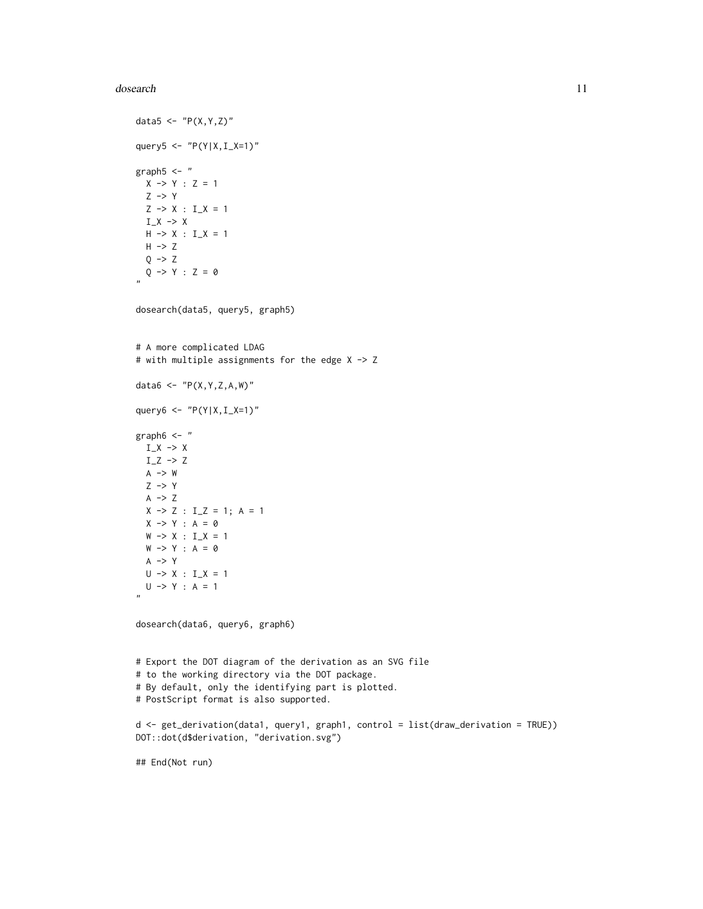```
data5 <- "P(X,Y,Z)"

query5 <- "P(Y|X,I_X=1)"

graph5 <- "
  X -> Y : Z = 1
  Z -> Y
  Z -> X : I_X = 1
  I_X -> X
  H -> X : I_X = 1
  H -> Z
  Q -> Z
  Q -> Y : Z = 0
"

dosearch(data5, query5, graph5)


# A more complicated LDAG
# with multiple assignments for the edge X -> Z

data6 <- "P(X,Y,Z,A,W)"

query6 <- "P(Y|X,I_X=1)"

graph6 <- "
  I_X -> X
  I_Z -> Z
  A -> W
  Z -> Y
  A -> Z
  X -> Z : I_Z = 1; A = 1
  X -> Y : A = 0
  W -> X : I_X = 1
  W -> Y : A = 0
  A -> Y
  U -> X : I_X = 1
  U -> Y : A = 1
"

dosearch(data6, query6, graph6)


# Export the DOT diagram of the derivation as an SVG file
# to the working directory via the DOT package.
# By default, only the identifying part is plotted.
# PostScript format is also supported.

d <- get_derivation(data1, query1, graph1, control = list(draw_derivation = TRUE))
DOT::dot(d$derivation, "derivation.svg")

## End(Not run)
```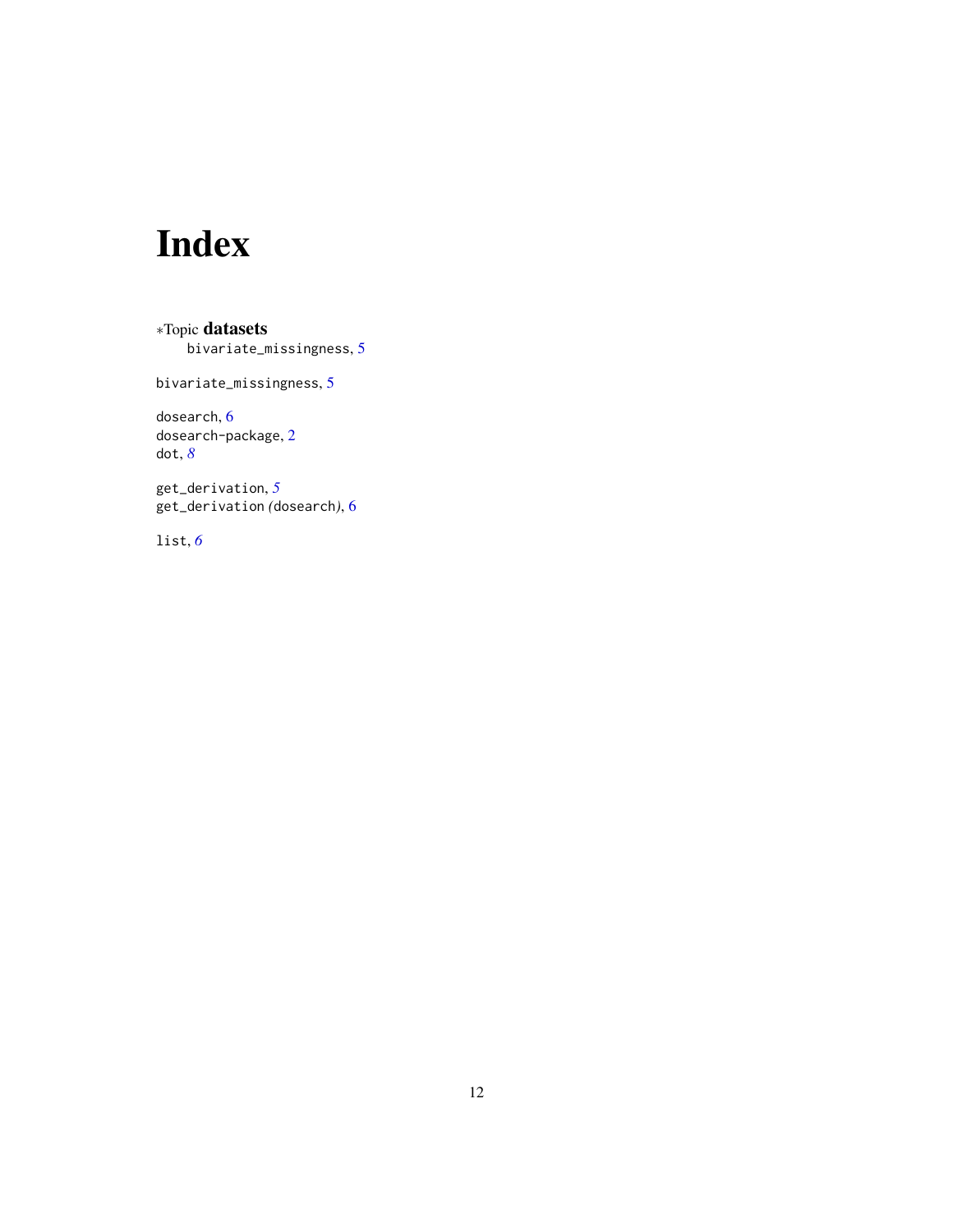# Index

*Topic **datasets**
    bivariate_missingness, 5

bivariate_missingness, 5

dosearch, 6
dosearch-package, 2
dot, *8*

get_derivation, *5*
get_derivation *(*dosearch*)*, 6

list, *6*